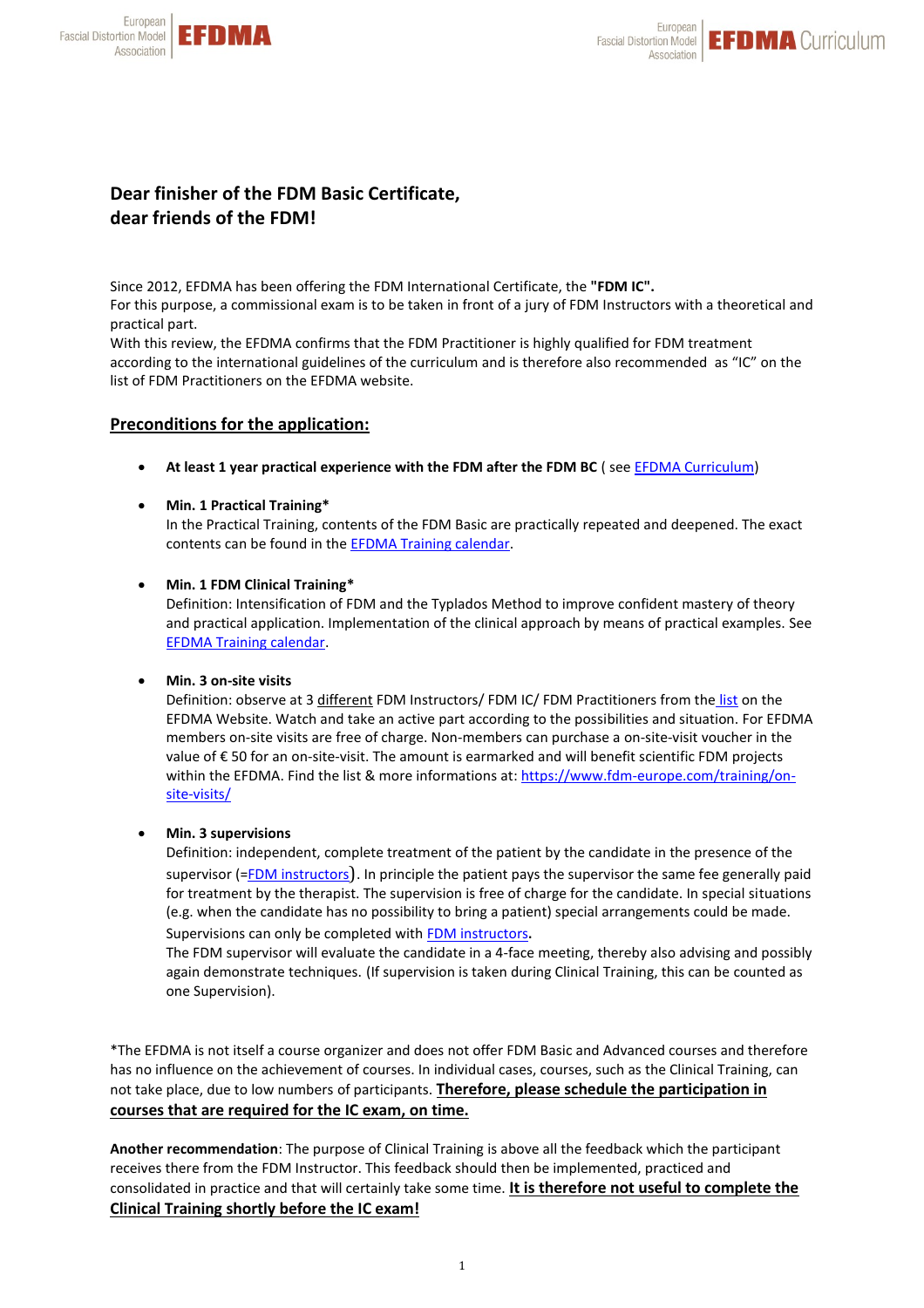**Dear finisher of the FDM Basic Certificate,**
**dear friends of the FDM!**

Since 2012, EFDMA has been offering the FDM International Certificate, the **"FDM IC".**
For this purpose, a commissional exam is to be taken in front of a jury of FDM Instructors with a theoretical and practical part.
With this review, the EFDMA confirms that the FDM Practitioner is highly qualified for FDM treatment according to the international guidelines of the curriculum and is therefore also recommended as "IC" on the list of FDM Practitioners on the EFDMA website.

## Preconditions for the application:

- **At least 1 year practical experience with the FDM after the FDM BC** ( see EFDMA Curriculum)

- **Min. 1 Practical Training***
  In the Practical Training, contents of the FDM Basic are practically repeated and deepened. The exact contents can be found in the EFDMA Training calendar.

- **Min. 1 FDM Clinical Training***
  Definition: Intensification of FDM and the Typlados Method to improve confident mastery of theory and practical application. Implementation of the clinical approach by means of practical examples. See EFDMA Training calendar.

- **Min. 3 on-site visits**
  Definition: observe at 3 different FDM Instructors/ FDM IC/ FDM Practitioners from the list on the EFDMA Website. Watch and take an active part according to the possibilities and situation. For EFDMA members on-site visits are free of charge. Non-members can purchase a on-site-visit voucher in the value of € 50 for an on-site-visit. The amount is earmarked and will benefit scientific FDM projects within the EFDMA. Find the list & more informations at: https://www.fdm-europe.com/training/on-site-visits/

- **Min. 3 supervisions**
  Definition: independent, complete treatment of the patient by the candidate in the presence of the supervisor (=FDM instructors). In principle the patient pays the supervisor the same fee generally paid for treatment by the therapist. The supervision is free of charge for the candidate. In special situations (e.g. when the candidate has no possibility to bring a patient) special arrangements could be made. Supervisions can only be completed with FDM instructors.
  The FDM supervisor will evaluate the candidate in a 4-face meeting, thereby also advising and possibly again demonstrate techniques. (If supervision is taken during Clinical Training, this can be counted as one Supervision).

*The EFDMA is not itself a course organizer and does not offer FDM Basic and Advanced courses and therefore has no influence on the achievement of courses. In individual cases, courses, such as the Clinical Training, can not take place, due to low numbers of participants. **Therefore, please schedule the participation in courses that are required for the IC exam, on time.**

**Another recommendation**: The purpose of Clinical Training is above all the feedback which the participant receives there from the FDM Instructor. This feedback should then be implemented, practiced and consolidated in practice and that will certainly take some time. **It is therefore not useful to complete the Clinical Training shortly before the IC exam!**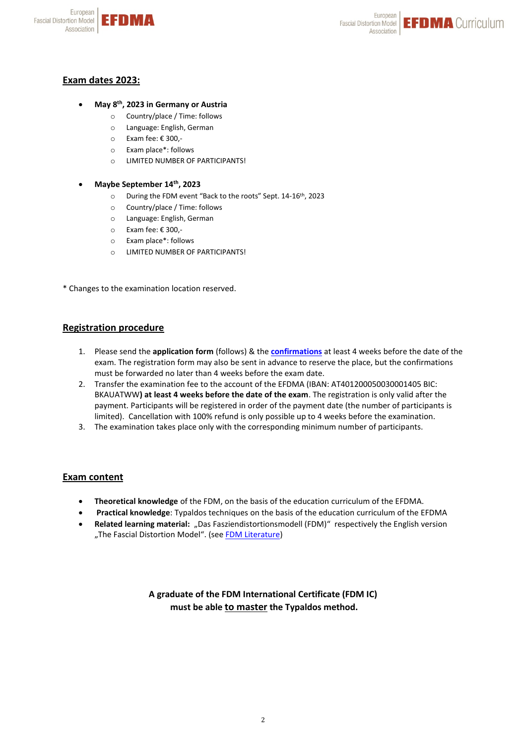## Exam dates 2023:

- **May 8th, 2023 in Germany or Austria**
  - Country/place / Time: follows
  - Language: English, German
  - Exam fee: € 300,-
  - Exam place*: follows
  - LIMITED NUMBER OF PARTICIPANTS!

- **Maybe September 14th, 2023**
  - During the FDM event "Back to the roots" Sept. 14-16th, 2023
  - Country/place / Time: follows
  - Language: English, German
  - Exam fee: € 300,-
  - Exam place*: follows
  - LIMITED NUMBER OF PARTICIPANTS!

* Changes to the examination location reserved.

## Registration procedure

1. Please send the **application form** (follows) & the **confirmations** at least 4 weeks before the date of the exam. The registration form may also be sent in advance to reserve the place, but the confirmations must be forwarded no later than 4 weeks before the exam date.
2. Transfer the examination fee to the account of the EFDMA (IBAN: AT401200050030001405 BIC: BKAUATWW**) at least 4 weeks before the date of the exam**. The registration is only valid after the payment. Participants will be registered in order of the payment date (the number of participants is limited). Cancellation with 100% refund is only possible up to 4 weeks before the examination.
3. The examination takes place only with the corresponding minimum number of participants.

## Exam content

- **Theoretical knowledge** of the FDM, on the basis of the education curriculum of the EFDMA.
- **Practical knowledge**: Typaldos techniques on the basis of the education curriculum of the EFDMA
- **Related learning material:** „Das Fasziendistortionsmodell (FDM)" respectively the English version „The Fascial Distortion Model". (see FDM Literature)

**A graduate of the FDM International Certificate (FDM IC) must be able to master the Typaldos method.**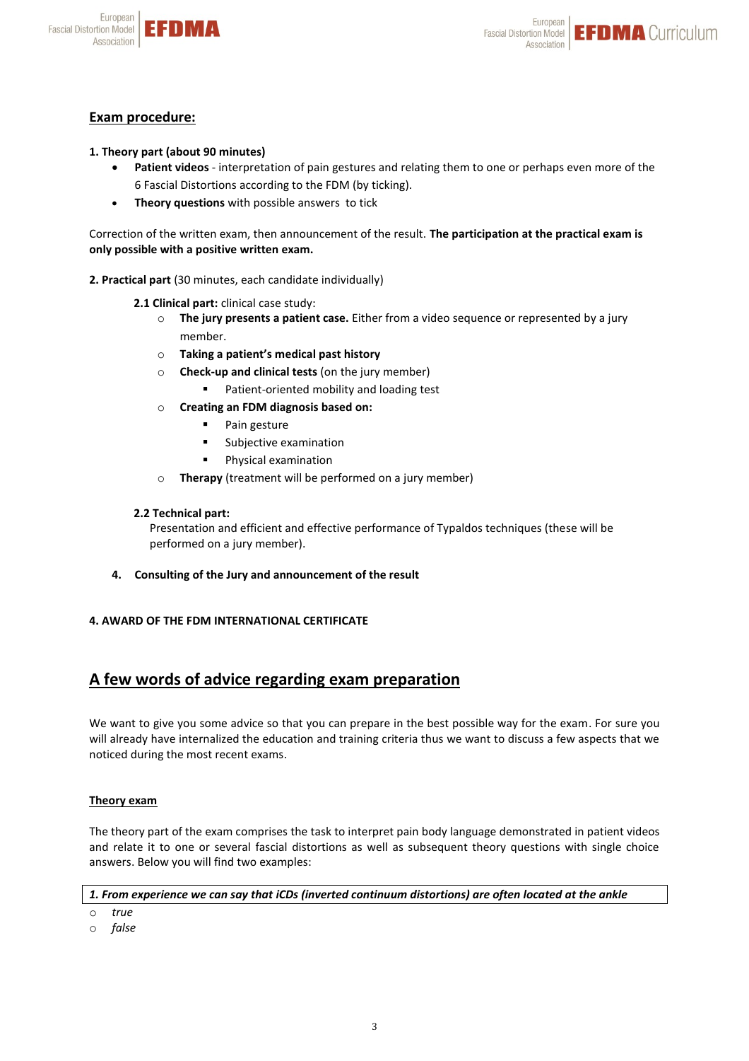## Exam procedure:

**1. Theory part (about 90 minutes)**

- **Patient videos** - interpretation of pain gestures and relating them to one or perhaps even more of the 6 Fascial Distortions according to the FDM (by ticking).
- **Theory questions** with possible answers to tick

Correction of the written exam, then announcement of the result. **The participation at the practical exam is only possible with a positive written exam.**

**2. Practical part** (30 minutes, each candidate individually)

**2.1 Clinical part:** clinical case study:

- **The jury presents a patient case.** Either from a video sequence or represented by a jury member.
- **Taking a patient's medical past history**
- **Check-up and clinical tests** (on the jury member)
  - Patient-oriented mobility and loading test
- **Creating an FDM diagnosis based on:**
  - Pain gesture
  - Subjective examination
  - Physical examination
- **Therapy** (treatment will be performed on a jury member)

**2.2 Technical part:**

Presentation and efficient and effective performance of Typaldos techniques (these will be performed on a jury member).

**4. Consulting of the Jury and announcement of the result**

**4. AWARD OF THE FDM INTERNATIONAL CERTIFICATE**

## A few words of advice regarding exam preparation

We want to give you some advice so that you can prepare in the best possible way for the exam. For sure you will already have internalized the education and training criteria thus we want to discuss a few aspects that we noticed during the most recent exams.

### Theory exam

The theory part of the exam comprises the task to interpret pain body language demonstrated in patient videos and relate it to one or several fascial distortions as well as subsequent theory questions with single choice answers. Below you will find two examples:

***1. From experience we can say that iCDs (inverted continuum distortions) are often located at the ankle***

- *true*
- *false*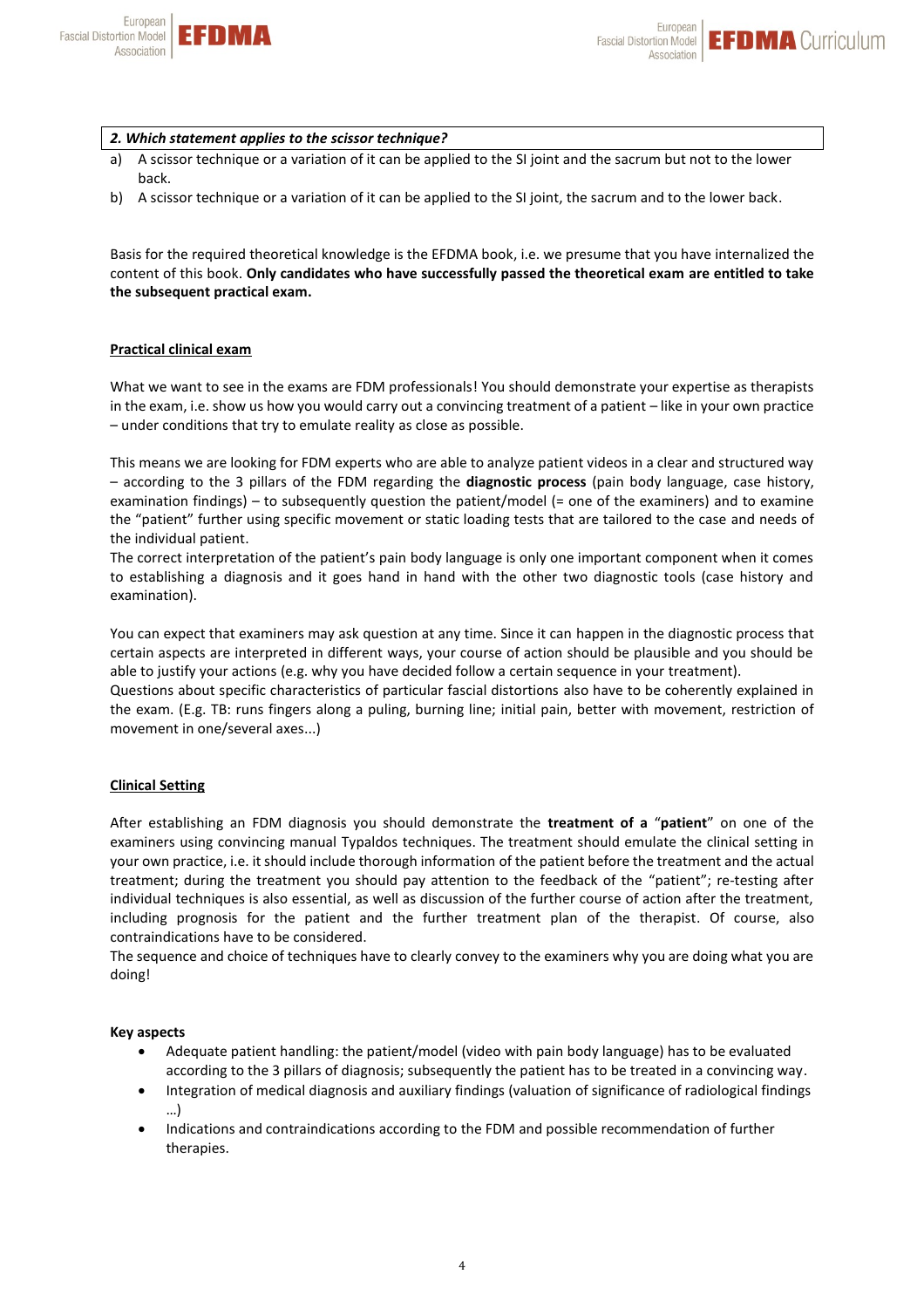***2. Which statement applies to the scissor technique?***

a) A scissor technique or a variation of it can be applied to the SI joint and the sacrum but not to the lower back.

b) A scissor technique or a variation of it can be applied to the SI joint, the sacrum and to the lower back.

Basis for the required theoretical knowledge is the EFDMA book, i.e. we presume that you have internalized the content of this book. **Only candidates who have successfully passed the theoretical exam are entitled to take the subsequent practical exam.**

**Practical clinical exam**

What we want to see in the exams are FDM professionals! You should demonstrate your expertise as therapists in the exam, i.e. show us how you would carry out a convincing treatment of a patient – like in your own practice – under conditions that try to emulate reality as close as possible.

This means we are looking for FDM experts who are able to analyze patient videos in a clear and structured way – according to the 3 pillars of the FDM regarding the **diagnostic process** (pain body language, case history, examination findings) – to subsequently question the patient/model (= one of the examiners) and to examine the "patient" further using specific movement or static loading tests that are tailored to the case and needs of the individual patient.
The correct interpretation of the patient's pain body language is only one important component when it comes to establishing a diagnosis and it goes hand in hand with the other two diagnostic tools (case history and examination).

You can expect that examiners may ask question at any time. Since it can happen in the diagnostic process that certain aspects are interpreted in different ways, your course of action should be plausible and you should be able to justify your actions (e.g. why you have decided follow a certain sequence in your treatment).
Questions about specific characteristics of particular fascial distortions also have to be coherently explained in the exam. (E.g. TB: runs fingers along a puling, burning line; initial pain, better with movement, restriction of movement in one/several axes...)

**Clinical Setting**

After establishing an FDM diagnosis you should demonstrate the **treatment of a** "**patient**" on one of the examiners using convincing manual Typaldos techniques. The treatment should emulate the clinical setting in your own practice, i.e. it should include thorough information of the patient before the treatment and the actual treatment; during the treatment you should pay attention to the feedback of the "patient"; re-testing after individual techniques is also essential, as well as discussion of the further course of action after the treatment, including prognosis for the patient and the further treatment plan of the therapist. Of course, also contraindications have to be considered.
The sequence and choice of techniques have to clearly convey to the examiners why you are doing what you are doing!

**Key aspects**

- Adequate patient handling: the patient/model (video with pain body language) has to be evaluated according to the 3 pillars of diagnosis; subsequently the patient has to be treated in a convincing way.
- Integration of medical diagnosis and auxiliary findings (valuation of significance of radiological findings …)
- Indications and contraindications according to the FDM and possible recommendation of further therapies.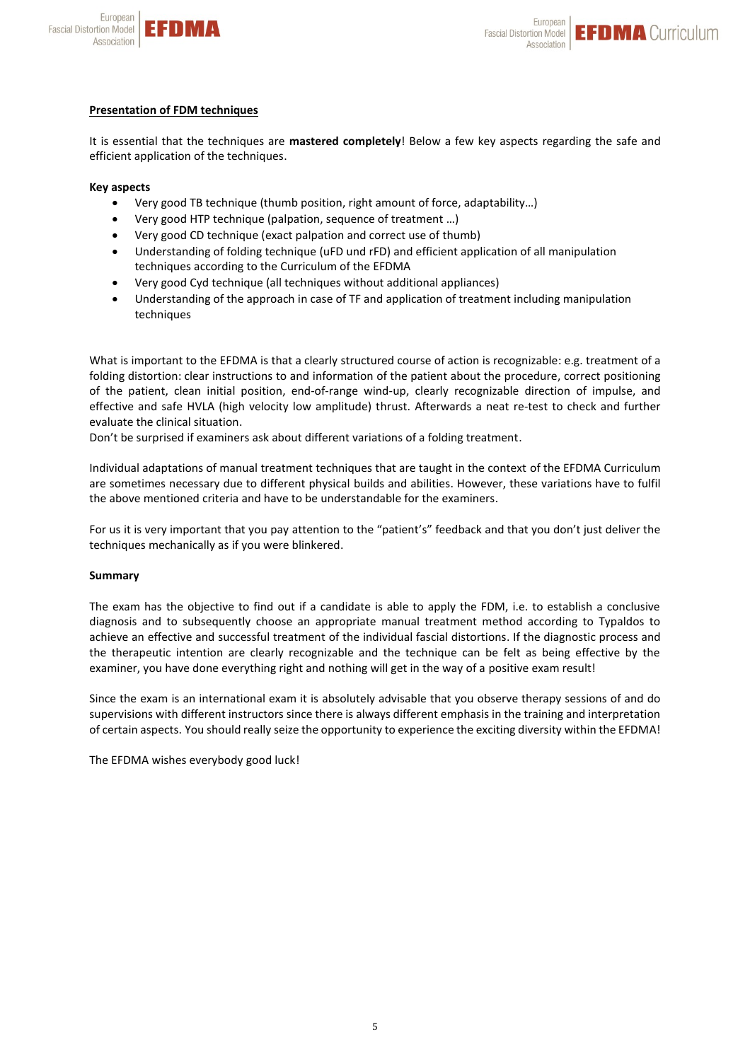**<u>Presentation of FDM techniques</u>**

It is essential that the techniques are **mastered completely**! Below a few key aspects regarding the safe and efficient application of the techniques.

**Key aspects**

- Very good TB technique (thumb position, right amount of force, adaptability…)
- Very good HTP technique (palpation, sequence of treatment …)
- Very good CD technique (exact palpation and correct use of thumb)
- Understanding of folding technique (uFD und rFD) and efficient application of all manipulation techniques according to the Curriculum of the EFDMA
- Very good Cyd technique (all techniques without additional appliances)
- Understanding of the approach in case of TF and application of treatment including manipulation techniques

What is important to the EFDMA is that a clearly structured course of action is recognizable: e.g. treatment of a folding distortion: clear instructions to and information of the patient about the procedure, correct positioning of the patient, clean initial position, end-of-range wind-up, clearly recognizable direction of impulse, and effective and safe HVLA (high velocity low amplitude) thrust. Afterwards a neat re-test to check and further evaluate the clinical situation.
Don't be surprised if examiners ask about different variations of a folding treatment.

Individual adaptations of manual treatment techniques that are taught in the context of the EFDMA Curriculum are sometimes necessary due to different physical builds and abilities. However, these variations have to fulfil the above mentioned criteria and have to be understandable for the examiners.

For us it is very important that you pay attention to the "patient's" feedback and that you don't just deliver the techniques mechanically as if you were blinkered.

**Summary**

The exam has the objective to find out if a candidate is able to apply the FDM, i.e. to establish a conclusive diagnosis and to subsequently choose an appropriate manual treatment method according to Typaldos to achieve an effective and successful treatment of the individual fascial distortions. If the diagnostic process and the therapeutic intention are clearly recognizable and the technique can be felt as being effective by the examiner, you have done everything right and nothing will get in the way of a positive exam result!

Since the exam is an international exam it is absolutely advisable that you observe therapy sessions of and do supervisions with different instructors since there is always different emphasis in the training and interpretation of certain aspects. You should really seize the opportunity to experience the exciting diversity within the EFDMA!

The EFDMA wishes everybody good luck!